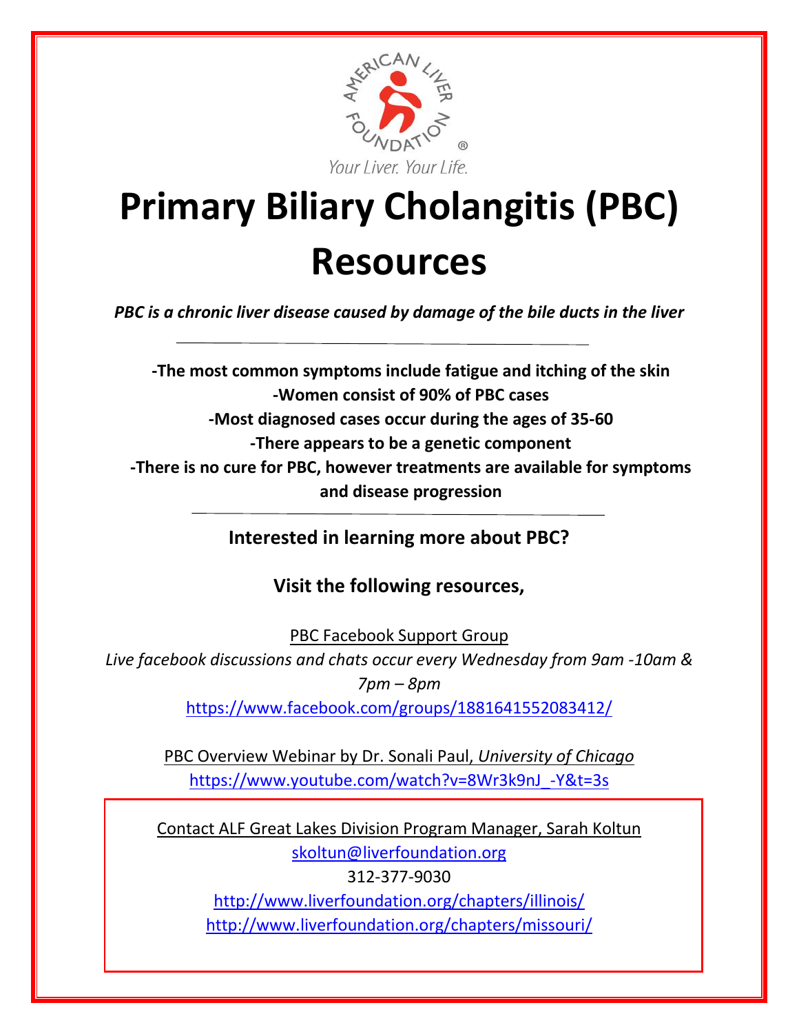AMERICAN LIVER FOUNDATION®

Your Liver. Your Life.

# Primary Biliary Cholangitis (PBC) Resources

*PBC is a chronic liver disease caused by damage of the bile ducts in the liver*

---

**-The most common symptoms include fatigue and itching of the skin**

**-Women consist of 90% of PBC cases**

**-Most diagnosed cases occur during the ages of 35-60**

**-There appears to be a genetic component**

**-There is no cure for PBC, however treatments are available for symptoms and disease progression**

---

**Interested in learning more about PBC?**

**Visit the following resources,**

PBC Facebook Support Group

*Live facebook discussions and chats occur every Wednesday from 9am -10am & 7pm – 8pm*

https://www.facebook.com/groups/1881641552083412/

PBC Overview Webinar by Dr. Sonali Paul, *University of Chicago*

https://www.youtube.com/watch?v=8Wr3k9nJ_-Y&t=3s

Contact ALF Great Lakes Division Program Manager, Sarah Koltun

skoltun@liverfoundation.org

312-377-9030

http://www.liverfoundation.org/chapters/illinois/

http://www.liverfoundation.org/chapters/missouri/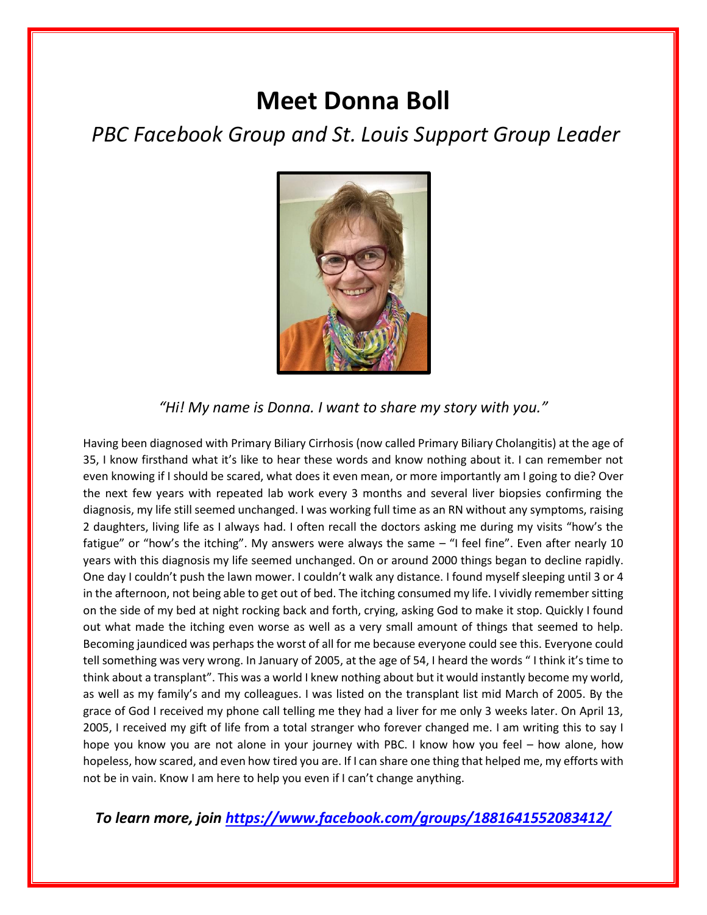# Meet Donna Boll

## *PBC Facebook Group and St. Louis Support Group Leader*

*"Hi! My name is Donna. I want to share my story with you."*

Having been diagnosed with Primary Biliary Cirrhosis (now called Primary Biliary Cholangitis) at the age of 35, I know firsthand what it's like to hear these words and know nothing about it. I can remember not even knowing if I should be scared, what does it even mean, or more importantly am I going to die? Over the next few years with repeated lab work every 3 months and several liver biopsies confirming the diagnosis, my life still seemed unchanged. I was working full time as an RN without any symptoms, raising 2 daughters, living life as I always had. I often recall the doctors asking me during my visits "how's the fatigue" or "how's the itching". My answers were always the same – "I feel fine". Even after nearly 10 years with this diagnosis my life seemed unchanged. On or around 2000 things began to decline rapidly. One day I couldn't push the lawn mower. I couldn't walk any distance. I found myself sleeping until 3 or 4 in the afternoon, not being able to get out of bed. The itching consumed my life. I vividly remember sitting on the side of my bed at night rocking back and forth, crying, asking God to make it stop. Quickly I found out what made the itching even worse as well as a very small amount of things that seemed to help. Becoming jaundiced was perhaps the worst of all for me because everyone could see this. Everyone could tell something was very wrong. In January of 2005, at the age of 54, I heard the words " I think it's time to think about a transplant". This was a world I knew nothing about but it would instantly become my world, as well as my family's and my colleagues. I was listed on the transplant list mid March of 2005. By the grace of God I received my phone call telling me they had a liver for me only 3 weeks later. On April 13, 2005, I received my gift of life from a total stranger who forever changed me. I am writing this to say I hope you know you are not alone in your journey with PBC. I know how you feel – how alone, how hopeless, how scared, and even how tired you are. If I can share one thing that helped me, my efforts with not be in vain. Know I am here to help you even if I can't change anything.

***To learn more, join [https://www.facebook.com/groups/1881641552083412/](https://www.facebook.com/groups/1881641552083412/)***